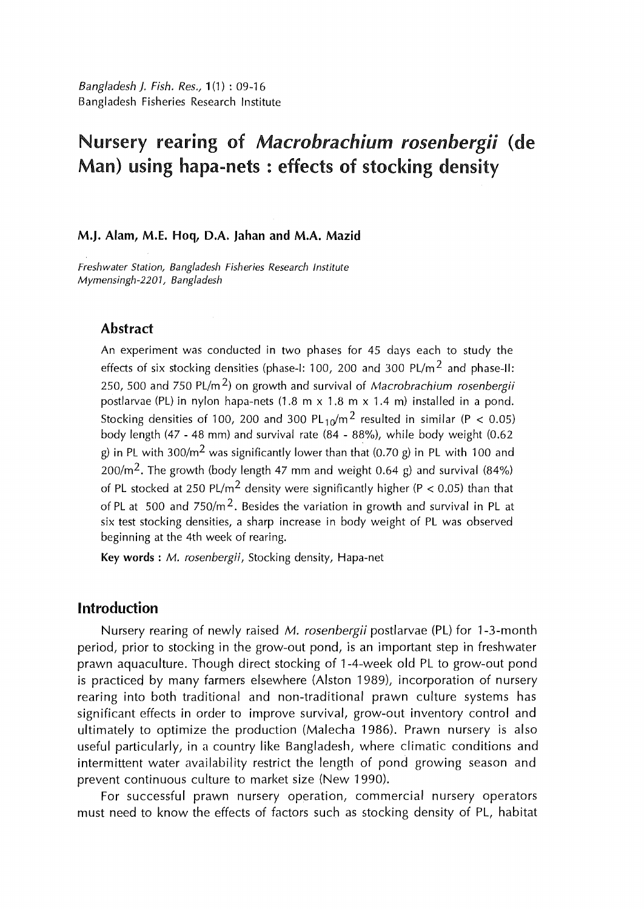# Nursery rearing of *Macrobrachium rosenbergii* (de Man) using hapa-nets : effects of stocking density

**M.J. Alam, M.E. Hoq, D.A. Jahan and M.A. Mazid**

*Freshwater Station, Bangladesh Fisheries Research Institute*
*Mymensingh-2201, Bangladesh*

## Abstract

An experiment was conducted in two phases for 45 days each to study the effects of six stocking densities (phase-I: 100, 200 and 300 PL/m$^2$ and phase-II: 250, 500 and 750 PL/m$^2$) on growth and survival of *Macrobrachium rosenbergii* postlarvae (PL) in nylon hapa-nets (1.8 m x 1.8 m x 1.4 m) installed in a pond. Stocking densities of 100, 200 and 300 PL$_{10}$/m$^2$ resulted in similar ($P < 0.05$) body length (47 - 48 mm) and survival rate (84 - 88%), while body weight (0.62 g) in PL with 300/m$^2$ was significantly lower than that (0.70 g) in PL with 100 and 200/m$^2$. The growth (body length 47 mm and weight 0.64 g) and survival (84%) of PL stocked at 250 PL/m$^2$ density were significantly higher ($P < 0.05$) than that of PL at 500 and 750/m$^2$. Besides the variation in growth and survival in PL at six test stocking densities, a sharp increase in body weight of PL was observed beginning at the 4th week of rearing.

**Key words :** *M. rosenbergii*, Stocking density, Hapa-net

## Introduction

Nursery rearing of newly raised *M. rosenbergii* postlarvae (PL) for 1-3-month period, prior to stocking in the grow-out pond, is an important step in freshwater prawn aquaculture. Though direct stocking of 1-4-week old PL to grow-out pond is practiced by many farmers elsewhere (Alston 1989), incorporation of nursery rearing into both traditional and non-traditional prawn culture systems has significant effects in order to improve survival, grow-out inventory control and ultimately to optimize the production (Malecha 1986). Prawn nursery is also useful particularly, in a country like Bangladesh, where climatic conditions and intermittent water availability restrict the length of pond growing season and prevent continuous culture to market size (New 1990).

For successful prawn nursery operation, commercial nursery operators must need to know the effects of factors such as stocking density of PL, habitat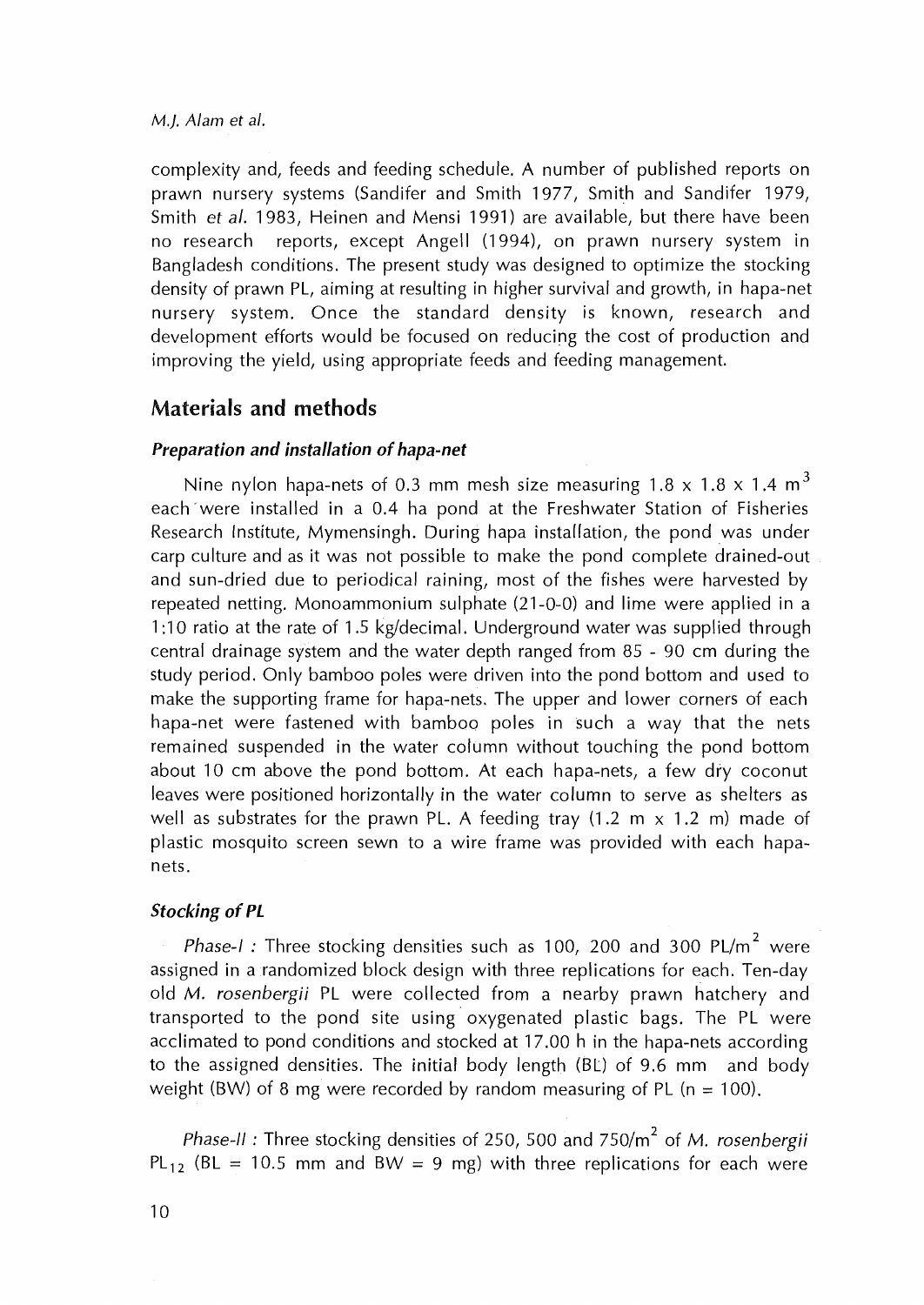complexity and, feeds and feeding schedule. A number of published reports on prawn nursery systems (Sandifer and Smith 1977, Smith and Sandifer 1979, Smith *et al.* 1983, Heinen and Mensi 1991) are available, but there have been no research reports, except Angell (1994), on prawn nursery system in Bangladesh conditions. The present study was designed to optimize the stocking density of prawn PL, aiming at resulting in higher survival and growth, in hapa-net nursery system. Once the standard density is known, research and development efforts would be focused on reducing the cost of production and improving the yield, using appropriate feeds and feeding management.

## Materials and methods

### *Preparation and installation of hapa-net*

Nine nylon hapa-nets of 0.3 mm mesh size measuring 1.8 x 1.8 x 1.4 $m^3$ each were installed in a 0.4 ha pond at the Freshwater Station of Fisheries Research Institute, Mymensingh. During hapa installation, the pond was under carp culture and as it was not possible to make the pond complete drained-out and sun-dried due to periodical raining, most of the fishes were harvested by repeated netting. Monoammonium sulphate (21-0-0) and lime were applied in a 1:10 ratio at the rate of 1.5 kg/decimal. Underground water was supplied through central drainage system and the water depth ranged from 85 - 90 cm during the study period. Only bamboo poles were driven into the pond bottom and used to make the supporting frame for hapa-nets. The upper and lower corners of each hapa-net were fastened with bamboo poles in such a way that the nets remained suspended in the water column without touching the pond bottom about 10 cm above the pond bottom. At each hapa-nets, a few dry coconut leaves were positioned horizontally in the water column to serve as shelters as well as substrates for the prawn PL. A feeding tray (1.2 m x 1.2 m) made of plastic mosquito screen sewn to a wire frame was provided with each hapa-nets.

### *Stocking of PL*

*Phase-I* : Three stocking densities such as 100, 200 and 300 PL/$m^2$ were assigned in a randomized block design with three replications for each. Ten-day old *M. rosenbergii* PL were collected from a nearby prawn hatchery and transported to the pond site using oxygenated plastic bags. The PL were acclimated to pond conditions and stocked at 17.00 h in the hapa-nets according to the assigned densities. The initial body length (BL) of 9.6 mm and body weight (BW) of 8 mg were recorded by random measuring of PL (n = 100).

*Phase-II* : Three stocking densities of 250, 500 and 750/$m^2$ of *M. rosenbergii* $PL_{12}$ (BL = 10.5 mm and BW = 9 mg) with three replications for each were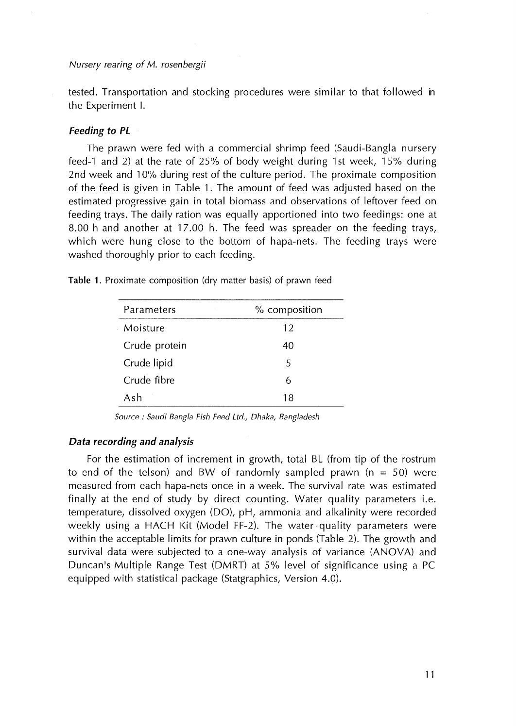tested. Transportation and stocking procedures were similar to that followed in the Experiment I.

### *Feeding to PL*

The prawn were fed with a commercial shrimp feed (Saudi-Bangla nursery feed-1 and 2) at the rate of 25% of body weight during 1st week, 15% during 2nd week and 10% during rest of the culture period. The proximate composition of the feed is given in Table 1. The amount of feed was adjusted based on the estimated progressive gain in total biomass and observations of leftover feed on feeding trays. The daily ration was equally apportioned into two feedings: one at 8.00 h and another at 17.00 h. The feed was spreader on the feeding trays, which were hung close to the bottom of hapa-nets. The feeding trays were washed thoroughly prior to each feeding.

**Table 1.** Proximate composition (dry matter basis) of prawn feed

| Parameters | % composition |
| --- | --- |
| Moisture | 12 |
| Crude protein | 40 |
| Crude lipid | 5 |
| Crude fibre | 6 |
| Ash | 18 |

*Source : Saudi Bangla Fish Feed Ltd., Dhaka, Bangladesh*

### *Data recording and analysis*

For the estimation of increment in growth, total BL (from tip of the rostrum to end of the telson) and BW of randomly sampled prawn (n = 50) were measured from each hapa-nets once in a week. The survival rate was estimated finally at the end of study by direct counting. Water quality parameters i.e. temperature, dissolved oxygen (DO), pH, ammonia and alkalinity were recorded weekly using a HACH Kit (Model FF-2). The water quality parameters were within the acceptable limits for prawn culture in ponds (Table 2). The growth and survival data were subjected to a one-way analysis of variance (ANOVA) and Duncan's Multiple Range Test (DMRT) at 5% level of significance using a PC equipped with statistical package (Statgraphics, Version 4.0).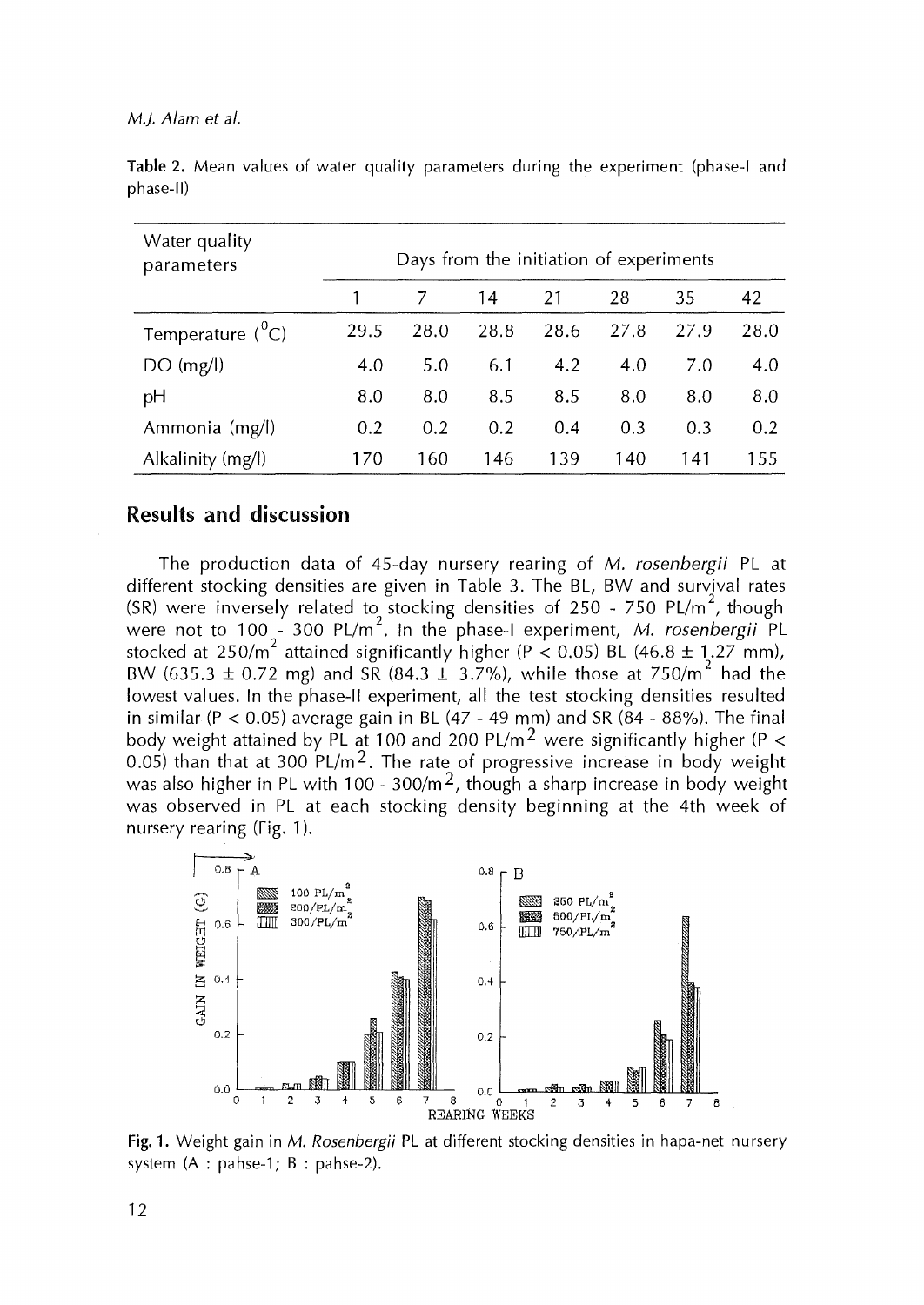**Table 2.** Mean values of water quality parameters during the experiment (phase-I and phase-II)

| Water quality parameters | Days from the initiation of experiments | | | | | | |
|---|---|---|---|---|---|---|---|
| | 1 | 7 | 14 | 21 | 28 | 35 | 42 |
| Temperature ($^0$C) | 29.5 | 28.0 | 28.8 | 28.6 | 27.8 | 27.9 | 28.0 |
| DO (mg/l) | 4.0 | 5.0 | 6.1 | 4.2 | 4.0 | 7.0 | 4.0 |
| pH | 8.0 | 8.0 | 8.5 | 8.5 | 8.0 | 8.0 | 8.0 |
| Ammonia (mg/l) | 0.2 | 0.2 | 0.2 | 0.4 | 0.3 | 0.3 | 0.2 |
| Alkalinity (mg/l) | 170 | 160 | 146 | 139 | 140 | 141 | 155 |

## Results and discussion

The production data of 45-day nursery rearing of *M. rosenbergii* PL at different stocking densities are given in Table 3. The BL, BW and survival rates (SR) were inversely related to stocking densities of 250 - 750 PL/m$^2$, though were not to 100 - 300 PL/m$^2$. In the phase-I experiment, *M. rosenbergii* PL stocked at 250/m$^2$ attained significantly higher ($P < 0.05$) BL (46.8 ± 1.27 mm), BW (635.3 ± 0.72 mg) and SR (84.3 ± 3.7%), while those at 750/m$^2$ had the lowest values. In the phase-II experiment, all the test stocking densities resulted in similar ($P < 0.05$) average gain in BL (47 - 49 mm) and SR (84 - 88%). The final body weight attained by PL at 100 and 200 PL/m$^2$ were significantly higher ($P < 0.05$) than that at 300 PL/m$^2$. The rate of progressive increase in body weight was also higher in PL with 100 - 300/m$^2$, though a sharp increase in body weight was observed in PL at each stocking density beginning at the 4th week of nursery rearing (Fig. 1).

**Fig. 1.** Weight gain in *M. Rosenbergii* PL at different stocking densities in hapa-net nursery system (A : pahse-1; B : pahse-2).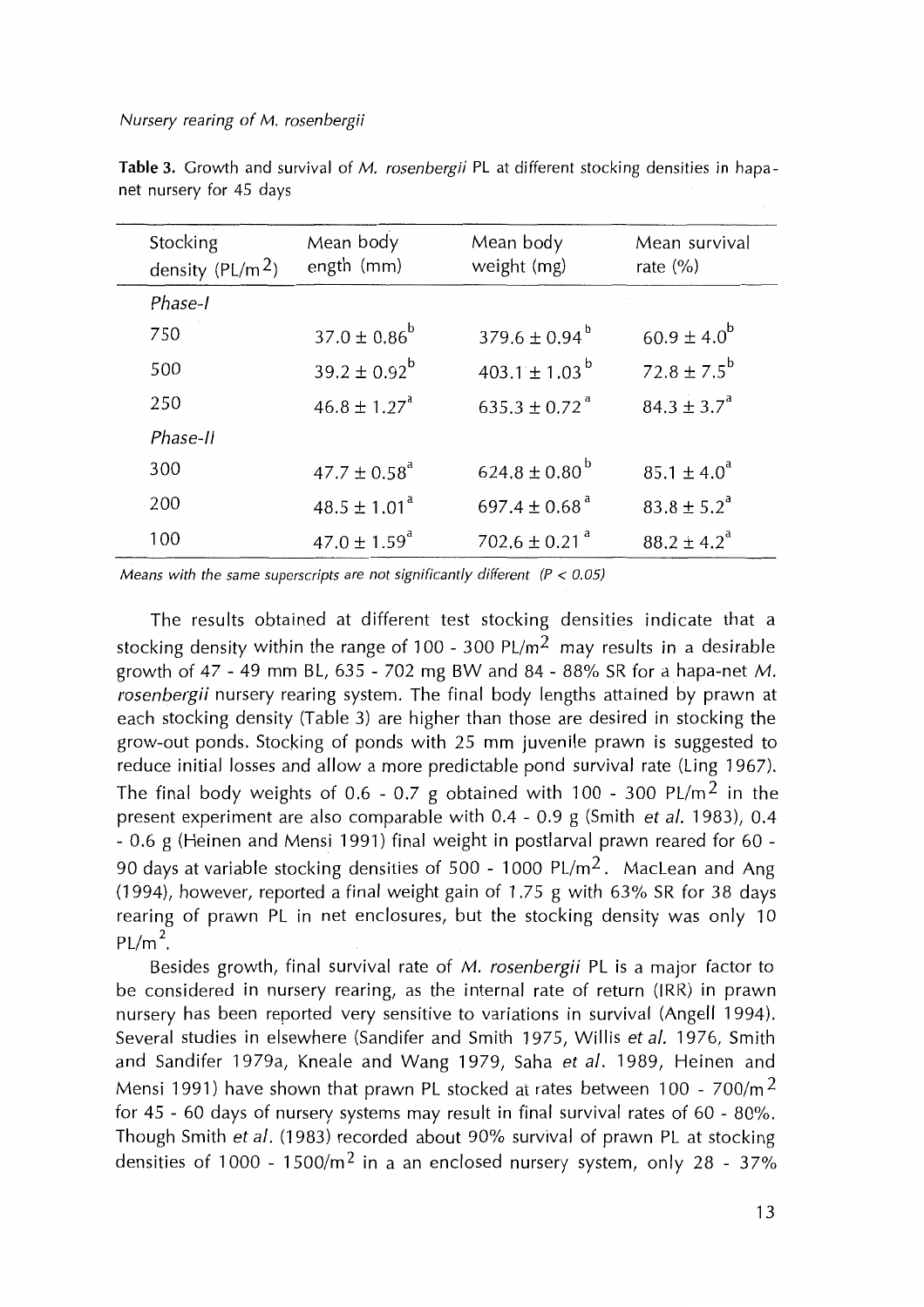**Table 3.** Growth and survival of *M. rosenbergii* PL at different stocking densities in hapa-net nursery for 45 days

| Stocking density (PL/m$^2$) | Mean body ength (mm) | Mean body weight (mg) | Mean survival rate (%) |
|---|---|---|---|
| *Phase-I* | | | |
| 750 | $37.0 \pm 0.86^b$ | $379.6 \pm 0.94^b$ | $60.9 \pm 4.0^b$ |
| 500 | $39.2 \pm 0.92^b$ | $403.1 \pm 1.03^b$ | $72.8 \pm 7.5^b$ |
| 250 | $46.8 \pm 1.27^a$ | $635.3 \pm 0.72^a$ | $84.3 \pm 3.7^a$ |
| *Phase-II* | | | |
| 300 | $47.7 \pm 0.58^a$ | $624.8 \pm 0.80^b$ | $85.1 \pm 4.0^a$ |
| 200 | $48.5 \pm 1.01^a$ | $697.4 \pm 0.68^a$ | $83.8 \pm 5.2^a$ |
| 100 | $47.0 \pm 1.59^a$ | $702.6 \pm 0.21^a$ | $88.2 \pm 4.2^a$ |

*Means with the same superscripts are not significantly different ($P < 0.05$)*

The results obtained at different test stocking densities indicate that a stocking density within the range of 100 - 300 PL/m$^2$ may results in a desirable growth of 47 - 49 mm BL, 635 - 702 mg BW and 84 - 88% SR for a hapa-net *M. rosenbergii* nursery rearing system. The final body lengths attained by prawn at each stocking density (Table 3) are higher than those are desired in stocking the grow-out ponds. Stocking of ponds with 25 mm juvenile prawn is suggested to reduce initial losses and allow a more predictable pond survival rate (Ling 1967). The final body weights of 0.6 - 0.7 g obtained with 100 - 300 PL/m$^2$ in the present experiment are also comparable with 0.4 - 0.9 g (Smith *et al.* 1983), 0.4 - 0.6 g (Heinen and Mensi 1991) final weight in postlarval prawn reared for 60 - 90 days at variable stocking densities of 500 - 1000 PL/m$^2$. MacLean and Ang (1994), however, reported a final weight gain of 1.75 g with 63% SR for 38 days rearing of prawn PL in net enclosures, but the stocking density was only 10 PL/m$^2$.

Besides growth, final survival rate of *M. rosenbergii* PL is a major factor to be considered in nursery rearing, as the internal rate of return (IRR) in prawn nursery has been reported very sensitive to variations in survival (Angell 1994). Several studies in elsewhere (Sandifer and Smith 1975, Willis *et al.* 1976, Smith and Sandifer 1979a, Kneale and Wang 1979, Saha *et al.* 1989, Heinen and Mensi 1991) have shown that prawn PL stocked at rates between 100 - 700/m$^2$ for 45 - 60 days of nursery systems may result in final survival rates of 60 - 80%. Though Smith *et al.* (1983) recorded about 90% survival of prawn PL at stocking densities of 1000 - 1500/m$^2$ in a an enclosed nursery system, only 28 - 37%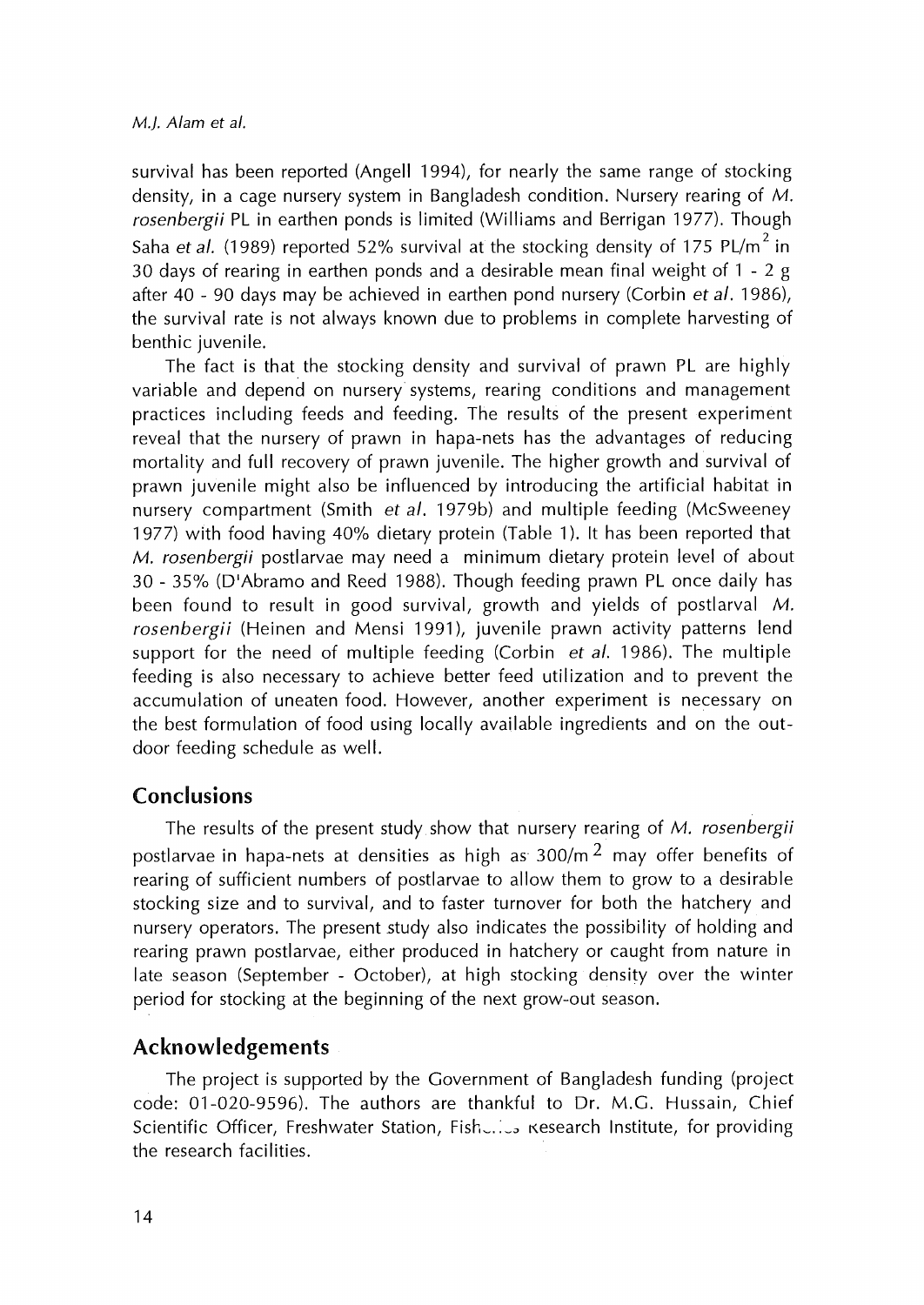survival has been reported (Angell 1994), for nearly the same range of stocking density, in a cage nursery system in Bangladesh condition. Nursery rearing of *M. rosenbergii* PL in earthen ponds is limited (Williams and Berrigan 1977). Though Saha *et al.* (1989) reported 52% survival at the stocking density of 175 PL/$m^2$ in 30 days of rearing in earthen ponds and a desirable mean final weight of 1 - 2 g after 40 - 90 days may be achieved in earthen pond nursery (Corbin *et al.* 1986), the survival rate is not always known due to problems in complete harvesting of benthic juvenile.

The fact is that the stocking density and survival of prawn PL are highly variable and depend on nursery systems, rearing conditions and management practices including feeds and feeding. The results of the present experiment reveal that the nursery of prawn in hapa-nets has the advantages of reducing mortality and full recovery of prawn juvenile. The higher growth and survival of prawn juvenile might also be influenced by introducing the artificial habitat in nursery compartment (Smith *et al.* 1979b) and multiple feeding (McSweeney 1977) with food having 40% dietary protein (Table 1). It has been reported that *M. rosenbergii* postlarvae may need a minimum dietary protein level of about 30 - 35% (D'Abramo and Reed 1988). Though feeding prawn PL once daily has been found to result in good survival, growth and yields of postlarval *M. rosenbergii* (Heinen and Mensi 1991), juvenile prawn activity patterns lend support for the need of multiple feeding (Corbin *et al.* 1986). The multiple feeding is also necessary to achieve better feed utilization and to prevent the accumulation of uneaten food. However, another experiment is necessary on the best formulation of food using locally available ingredients and on the out-door feeding schedule as well.

## Conclusions

The results of the present study show that nursery rearing of *M. rosenbergii* postlarvae in hapa-nets at densities as high as 300/$m^2$ may offer benefits of rearing of sufficient numbers of postlarvae to allow them to grow to a desirable stocking size and to survival, and to faster turnover for both the hatchery and nursery operators. The present study also indicates the possibility of holding and rearing prawn postlarvae, either produced in hatchery or caught from nature in late season (September - October), at high stocking density over the winter period for stocking at the beginning of the next grow-out season.

## Acknowledgements

The project is supported by the Government of Bangladesh funding (project code: 01-020-9596). The authors are thankful to Dr. M.G. Hussain, Chief Scientific Officer, Freshwater Station, Fisheries Research Institute, for providing the research facilities.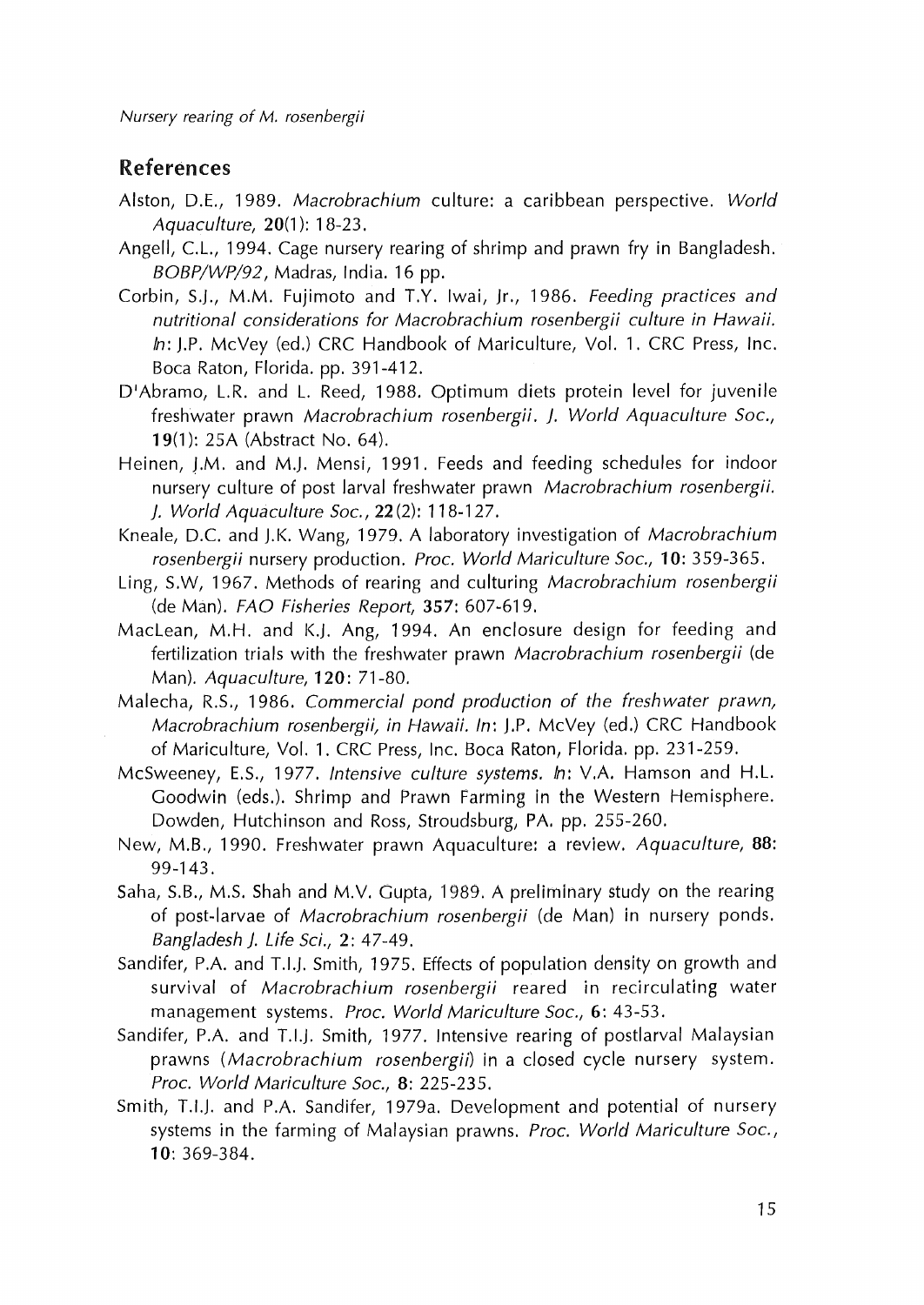## References

Alston, D.E., 1989. *Macrobrachium* culture: a caribbean perspective. *World Aquaculture*, **20**(1): 18-23.

Angell, C.L., 1994. Cage nursery rearing of shrimp and prawn fry in Bangladesh. *BOBP/WP/92*, Madras, India. 16 pp.

Corbin, S.J., M.M. Fujimoto and T.Y. Iwai, Jr., 1986. *Feeding practices and nutritional considerations for Macrobrachium rosenbergii culture in Hawaii. In*: J.P. McVey (ed.) CRC Handbook of Mariculture, Vol. 1. CRC Press, Inc. Boca Raton, Florida. pp. 391-412.

D'Abramo, L.R. and L. Reed, 1988. Optimum diets protein level for juvenile freshwater prawn *Macrobrachium rosenbergii*. *J. World Aquaculture Soc.*, **19**(1): 25A (Abstract No. 64).

Heinen, J.M. and M.J. Mensi, 1991. Feeds and feeding schedules for indoor nursery culture of post larval freshwater prawn *Macrobrachium rosenbergii*. *J. World Aquaculture Soc.*, **22**(2): 118-127.

Kneale, D.C. and J.K. Wang, 1979. A laboratory investigation of *Macrobrachium rosenbergii* nursery production. *Proc. World Mariculture Soc.*, **10**: 359-365.

Ling, S.W, 1967. Methods of rearing and culturing *Macrobrachium rosenbergii* (de Man). *FAO Fisheries Report*, **357**: 607-619.

MacLean, M.H. and K.J. Ang, 1994. An enclosure design for feeding and fertilization trials with the freshwater prawn *Macrobrachium rosenbergii* (de Man). *Aquaculture*, **120**: 71-80.

Malecha, R.S., 1986. *Commercial pond production of the freshwater prawn, Macrobrachium rosenbergii, in Hawaii. In*: J.P. McVey (ed.) CRC Handbook of Mariculture, Vol. 1. CRC Press, Inc. Boca Raton, Florida. pp. 231-259.

McSweeney, E.S., 1977. *Intensive culture systems. In*: V.A. Hamson and H.L. Goodwin (eds.). Shrimp and Prawn Farming in the Western Hemisphere. Dowden, Hutchinson and Ross, Stroudsburg, PA. pp. 255-260.

New, M.B., 1990. Freshwater prawn Aquaculture: a review. *Aquaculture*, **88**: 99-143.

Saha, S.B., M.S. Shah and M.V. Gupta, 1989. A preliminary study on the rearing of post-larvae of *Macrobrachium rosenbergii* (de Man) in nursery ponds. *Bangladesh J. Life Sci.*, **2**: 47-49.

Sandifer, P.A. and T.I.J. Smith, 1975. Effects of population density on growth and survival of *Macrobrachium rosenbergii* reared in recirculating water management systems. *Proc. World Mariculture Soc.*, **6**: 43-53.

Sandifer, P.A. and T.I.J. Smith, 1977. Intensive rearing of postlarval Malaysian prawns (*Macrobrachium rosenbergii*) in a closed cycle nursery system. *Proc. World Mariculture Soc.*, **8**: 225-235.

Smith, T.I.J. and P.A. Sandifer, 1979a. Development and potential of nursery systems in the farming of Malaysian prawns. *Proc. World Mariculture Soc.*, **10**: 369-384.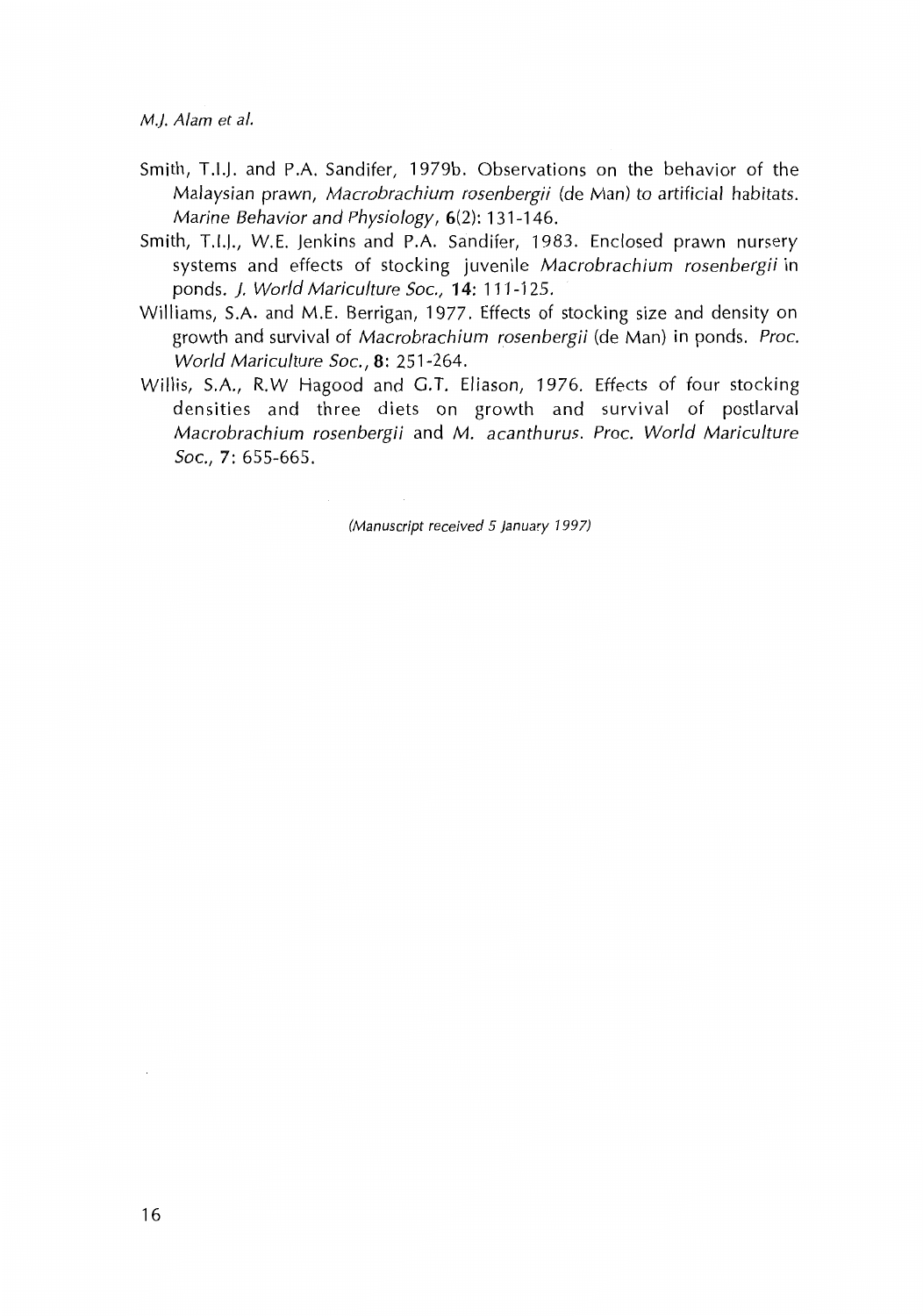Smith, T.I.J. and P.A. Sandifer, 1979b. Observations on the behavior of the Malaysian prawn, *Macrobrachium rosenbergii* (de Man) to artificial habitats. *Marine Behavior and Physiology*, **6**(2): 131-146.

Smith, T.I.J., W.E. Jenkins and P.A. Sandifer, 1983. Enclosed prawn nursery systems and effects of stocking juvenile *Macrobrachium rosenbergii* in ponds. *J. World Mariculture Soc.*, **14**: 111-125.

Williams, S.A. and M.E. Berrigan, 1977. Effects of stocking size and density on growth and survival of *Macrobrachium rosenbergii* (de Man) in ponds. *Proc. World Mariculture Soc.*, **8**: 251-264.

Willis, S.A., R.W Hagood and G.T. Eliason, 1976. Effects of four stocking densities and three diets on growth and survival of postlarval *Macrobrachium rosenbergii* and *M. acanthurus*. *Proc. World Mariculture Soc.*, **7**: 655-665.

*(Manuscript received 5 January 1997)*